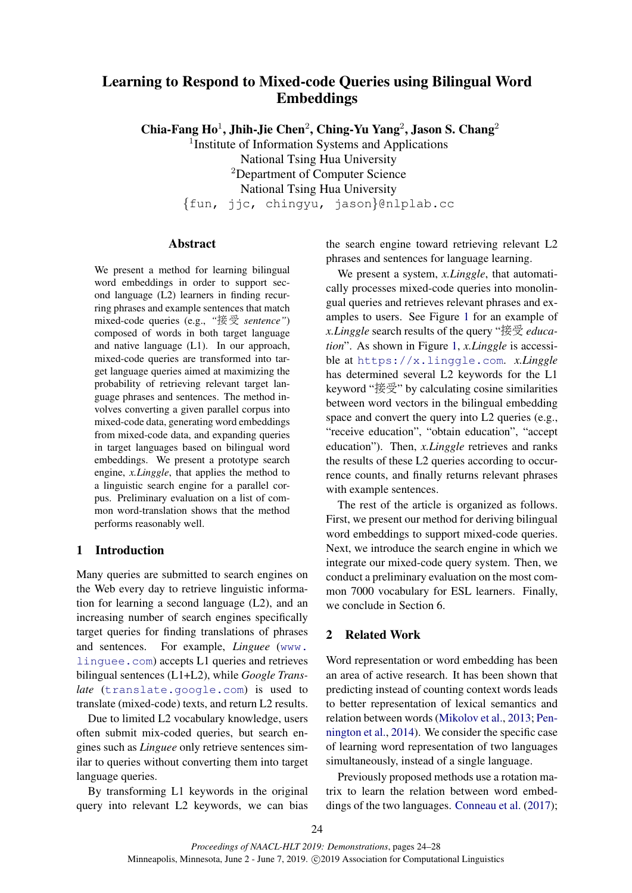# Learning to Respond to Mixed-code Queries using Bilingual Word Embeddings

**Chia-Fang Ho**[1], **Jhih-Jie Chen**[2], **Ching-Yu Yang**[2], **Jason S. Chang**[2]

[1]Institute of Information Systems and Applications
National Tsing Hua University
[2]Department of Computer Science
National Tsing Hua University
{fun, jjc, chingyu, jason}@nlplab.cc

## Abstract

We present a method for learning bilingual word embeddings in order to support second language (L2) learners in finding recurring phrases and example sentences that match mixed-code queries (e.g., *"接受 sentence"*) composed of words in both target language and native language (L1). In our approach, mixed-code queries are transformed into target language queries aimed at maximizing the probability of retrieving relevant target language phrases and sentences. The method involves converting a given parallel corpus into mixed-code data, generating word embeddings from mixed-code data, and expanding queries in target languages based on bilingual word embeddings. We present a prototype search engine, *x.Linggle*, that applies the method to a linguistic search engine for a parallel corpus. Preliminary evaluation on a list of common word-translation shows that the method performs reasonably well.

## 1 Introduction

Many queries are submitted to search engines on the Web every day to retrieve linguistic information for learning a second language (L2), and an increasing number of search engines specifically target queries for finding translations of phrases and sentences. For example, *Linguee* (www.linguee.com) accepts L1 queries and retrieves bilingual sentences (L1+L2), while *Google Translate* (translate.google.com) is used to translate (mixed-code) texts, and return L2 results.

Due to limited L2 vocabulary knowledge, users often submit mix-coded queries, but search engines such as *Linguee* only retrieve sentences similar to queries without converting them into target language queries.

By transforming L1 keywords in the original query into relevant L2 keywords, we can bias the search engine toward retrieving relevant L2 phrases and sentences for language learning.

We present a system, *x.Linggle*, that automatically processes mixed-code queries into monolingual queries and retrieves relevant phrases and examples to users. See Figure 1 for an example of *x.Linggle* search results of the query "接受 *education*". As shown in Figure 1, *x.Linggle* is accessible at https://x.linggle.com. *x.Linggle* has determined several L2 keywords for the L1 keyword "接受" by calculating cosine similarities between word vectors in the bilingual embedding space and convert the query into L2 queries (e.g., "receive education", "obtain education", "accept education"). Then, *x.Linggle* retrieves and ranks the results of these L2 queries according to occurrence counts, and finally returns relevant phrases with example sentences.

The rest of the article is organized as follows. First, we present our method for deriving bilingual word embeddings to support mixed-code queries. Next, we introduce the search engine in which we integrate our mixed-code query system. Then, we conduct a preliminary evaluation on the most common 7000 vocabulary for ESL learners. Finally, we conclude in Section 6.

## 2 Related Work

Word representation or word embedding has been an area of active research. It has been shown that predicting instead of counting context words leads to better representation of lexical semantics and relation between words (Mikolov et al., 2013; Pennington et al., 2014). We consider the specific case of learning word representation of two languages simultaneously, instead of a single language.

Previously proposed methods use a rotation matrix to learn the relation between word embeddings of the two languages. Conneau et al. (2017);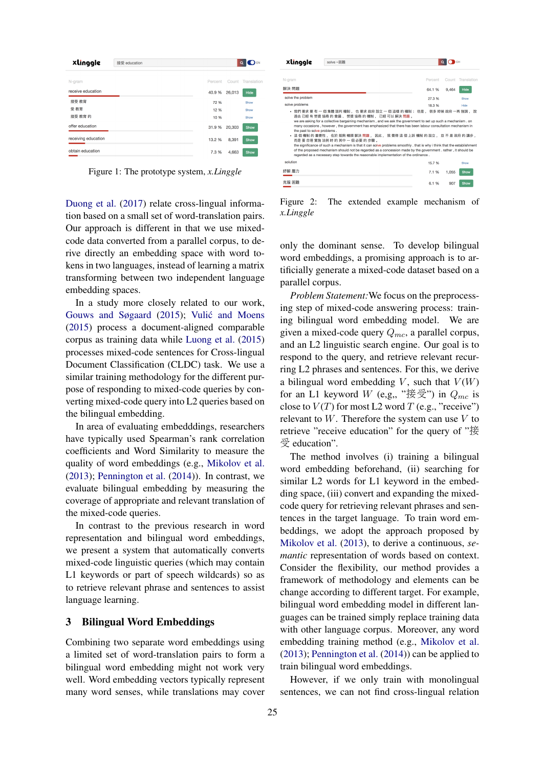Figure 1: The prototype system, *x.Linggle*

Figure 2: The extended example mechanism of *x.Linggle*

Duong et al. (2017) relate cross-lingual information based on a small set of word-translation pairs. Our approach is different in that we use mixed-code data converted from a parallel corpus, to derive directly an embedding space with word tokens in two languages, instead of learning a matrix transforming between two independent language embedding spaces.

In a study more closely related to our work, Gouws and Søgaard (2015); Vulić and Moens (2015) process a document-aligned comparable corpus as training data while Luong et al. (2015) processes mixed-code sentences for Cross-lingual Document Classification (CLDC) task. We use a similar training methodology for the different purpose of responding to mixed-code queries by converting mixed-code query into L2 queries based on the bilingual embedding.

In area of evaluating embedddings, researchers have typically used Spearman's rank correlation coefficients and Word Similarity to measure the quality of word embeddings (e.g., Mikolov et al. (2013); Pennington et al. (2014)). In contrast, we evaluate bilingual embedding by measuring the coverage of appropriate and relevant translation of the mixed-code queries.

In contrast to the previous research in word representation and bilingual word embeddings, we present a system that automatically converts mixed-code linguistic queries (which may contain L1 keywords or part of speech wildcards) so as to retrieve relevant phrase and sentences to assist language learning.

## 3 Bilingual Word Embeddings

Combining two separate word embeddings using a limited set of word-translation pairs to form a bilingual word embedding might not work very well. Word embedding vectors typically represent many word senses, while translations may cover only the dominant sense. To develop bilingual word embeddings, a promising approach is to artificially generate a mixed-code dataset based on a parallel corpus.

*Problem Statement:* We focus on the preprocessing step of mixed-code answering process: training bilingual word embedding model. We are given a mixed-code query $Q_{mc}$, a parallel corpus, and an L2 linguistic search engine. Our goal is to respond to the query, and retrieve relevant recurring L2 phrases and sentences. For this, we derive a bilingual word embedding $V$, such that $V(W)$ for an L1 keyword $W$ (e.g,, "接受") in $Q_{mc}$ is close to $V(T)$ for most L2 word $T$ (e.g., "receive") relevant to $W$. Therefore the system can use $V$ to retrieve "receive education" for the query of "接受 education".

The method involves (i) training a bilingual word embedding beforehand, (ii) searching for similar L2 words for L1 keyword in the embedding space, (iii) convert and expanding the mixed-code query for retrieving relevant phrases and sentences in the target language. To train word embeddings, we adopt the approach proposed by Mikolov et al. (2013), to derive a continuous, *semantic* representation of words based on context. Consider the flexibility, our method provides a framework of methodology and elements can be change according to different target. For example, bilingual word embedding model in different languages can be trained simply replace training data with other language corpus. Moreover, any word embedding training method (e.g., Mikolov et al. (2013); Pennington et al. (2014)) can be applied to train bilingual word embeddings.

However, if we only train with monolingual sentences, we can not find cross-lingual relation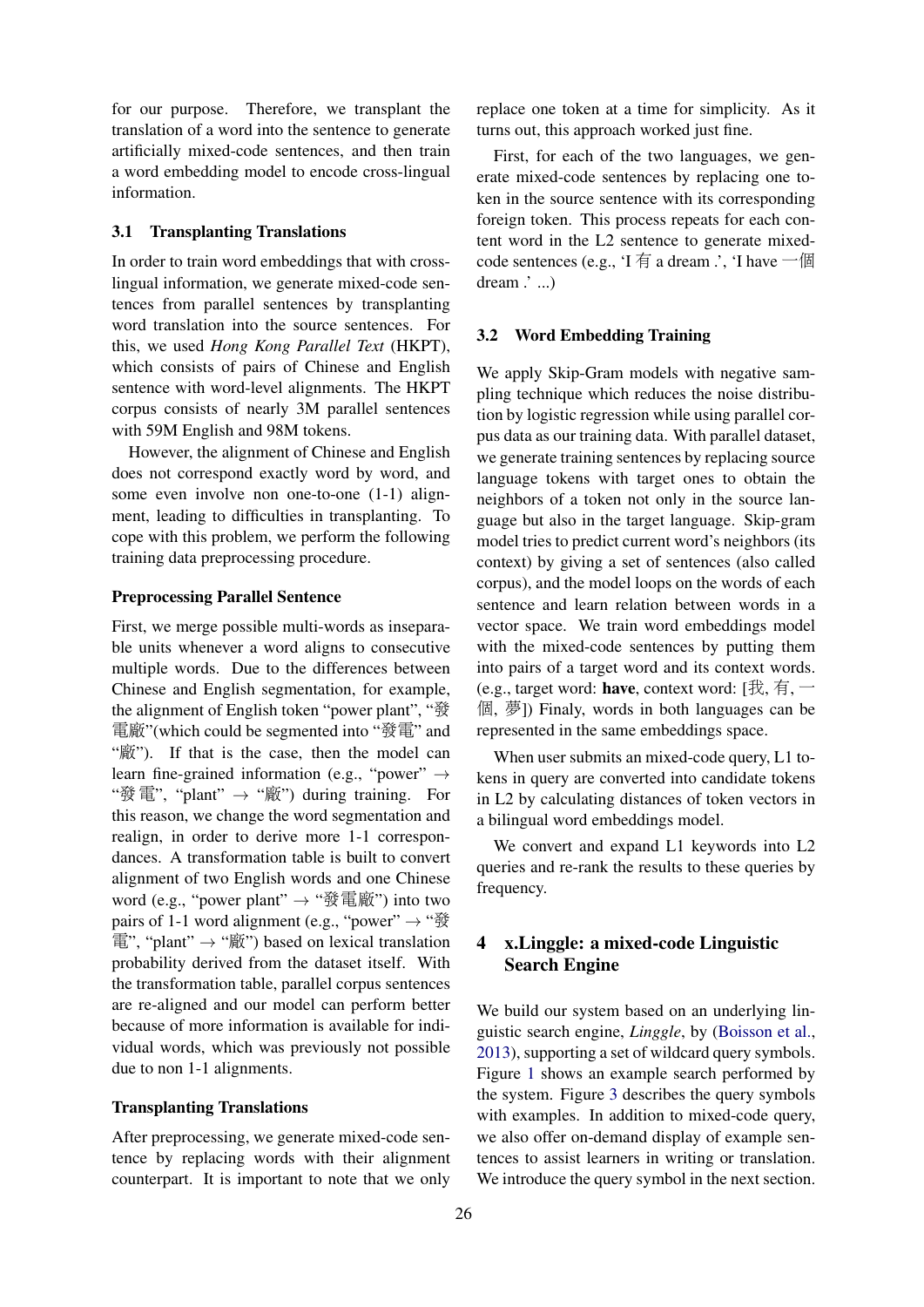for our purpose. Therefore, we transplant the translation of a word into the sentence to generate artificially mixed-code sentences, and then train a word embedding model to encode cross-lingual information.

### 3.1 Transplanting Translations

In order to train word embeddings that with cross-lingual information, we generate mixed-code sentences from parallel sentences by transplanting word translation into the source sentences. For this, we used *Hong Kong Parallel Text* (HKPT), which consists of pairs of Chinese and English sentence with word-level alignments. The HKPT corpus consists of nearly 3M parallel sentences with 59M English and 98M tokens.

However, the alignment of Chinese and English does not correspond exactly word by word, and some even involve non one-to-one (1-1) alignment, leading to difficulties in transplanting. To cope with this problem, we perform the following training data preprocessing procedure.

#### Preprocessing Parallel Sentence

First, we merge possible multi-words as inseparable units whenever a word aligns to consecutive multiple words. Due to the differences between Chinese and English segmentation, for example, the alignment of English token "power plant", "發電廠"(which could be segmented into "發電" and "廠"). If that is the case, then the model can learn fine-grained information (e.g., "power" → "發電", "plant" → "廠") during training. For this reason, we change the word segmentation and realign, in order to derive more 1-1 correspondances. A transformation table is built to convert alignment of two English words and one Chinese word (e.g., "power plant" → "發電廠") into two pairs of 1-1 word alignment (e.g., "power" → "發電", "plant" → "廠") based on lexical translation probability derived from the dataset itself. With the transformation table, parallel corpus sentences are re-aligned and our model can perform better because of more information is available for individual words, which was previously not possible due to non 1-1 alignments.

#### Transplanting Translations

After preprocessing, we generate mixed-code sentence by replacing words with their alignment counterpart. It is important to note that we only replace one token at a time for simplicity. As it turns out, this approach worked just fine.

First, for each of the two languages, we generate mixed-code sentences by replacing one token in the source sentence with its corresponding foreign token. This process repeats for each content word in the L2 sentence to generate mixed-code sentences (e.g., 'I 有 a dream .', 'I have 一個 dream .' ...)

### 3.2 Word Embedding Training

We apply Skip-Gram models with negative sampling technique which reduces the noise distribution by logistic regression while using parallel corpus data as our training data. With parallel dataset, we generate training sentences by replacing source language tokens with target ones to obtain the neighbors of a token not only in the source language but also in the target language. Skip-gram model tries to predict current word's neighbors (its context) by giving a set of sentences (also called corpus), and the model loops on the words of each sentence and learn relation between words in a vector space. We train word embeddings model with the mixed-code sentences by putting them into pairs of a target word and its context words. (e.g., target word: **have**, context word: [我, 有, 一個, 夢]) Finaly, words in both languages can be represented in the same embeddings space.

When user submits an mixed-code query, L1 tokens in query are converted into candidate tokens in L2 by calculating distances of token vectors in a bilingual word embeddings model.

We convert and expand L1 keywords into L2 queries and re-rank the results to these queries by frequency.

## 4 x.Linggle: a mixed-code Linguistic Search Engine

We build our system based on an underlying linguistic search engine, *Linggle*, by (Boisson et al., 2013), supporting a set of wildcard query symbols. Figure 1 shows an example search performed by the system. Figure 3 describes the query symbols with examples. In addition to mixed-code query, we also offer on-demand display of example sentences to assist learners in writing or translation. We introduce the query symbol in the next section.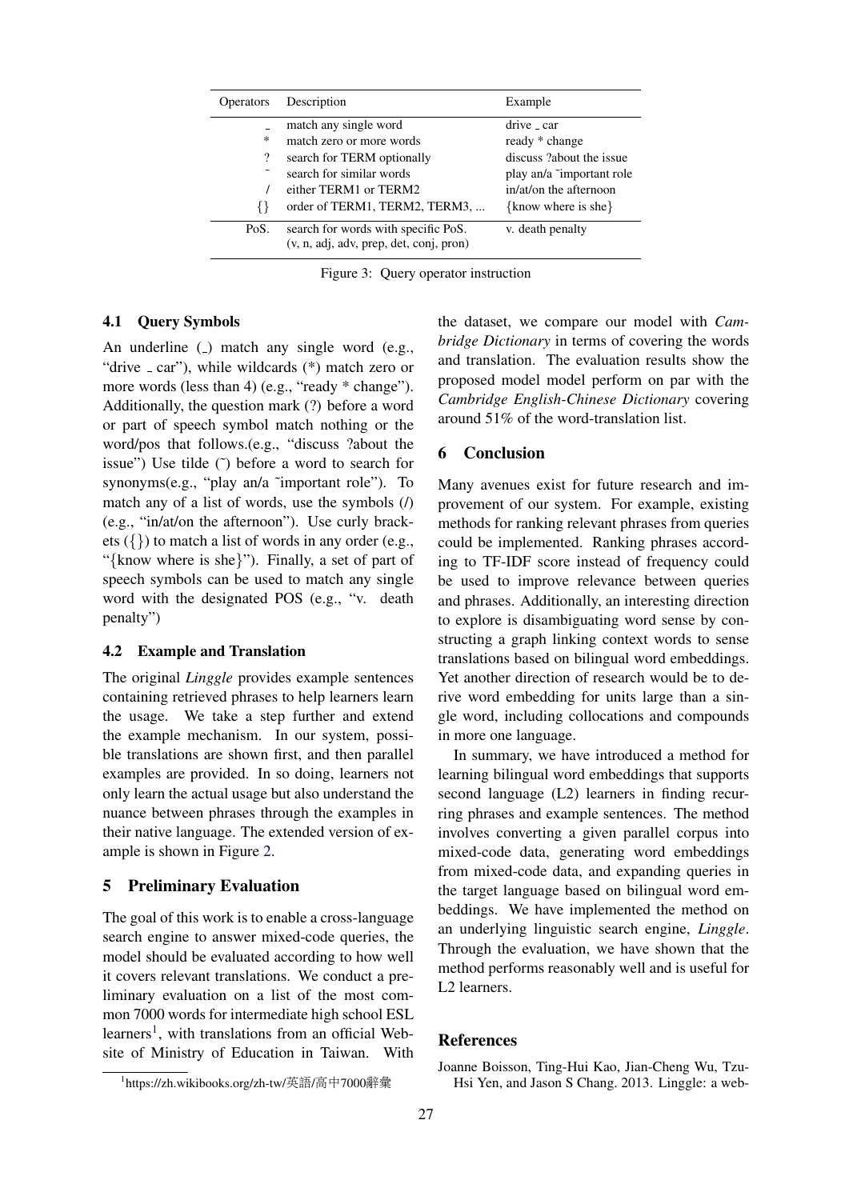| Operators | Description | Example |
| --- | --- | --- |
| _ | match any single word | drive _ car |
| * | match zero or more words | ready * change |
| ? | search for TERM optionally | discuss ?about the issue |
| ˜ | search for similar words | play an/a ˜important role |
| / | either TERM1 or TERM2 | in/at/on the afternoon |
| {} | order of TERM1, TERM2, TERM3, ... | {know where is she} |
| PoS. | search for words with specific PoS. (v, n, adj, adv, prep, det, conj, pron) | v. death penalty |

Figure 3: Query operator instruction

### 4.1 Query Symbols

An underline (_) match any single word (e.g., "drive _ car"), while wildcards (*) match zero or more words (less than 4) (e.g., "ready * change"). Additionally, the question mark (?) before a word or part of speech symbol match nothing or the word/pos that follows.(e.g., "discuss ?about the issue") Use tilde (˜) before a word to search for synonyms(e.g., "play an/a ˜important role"). To match any of a list of words, use the symbols (/) (e.g., "in/at/on the afternoon"). Use curly brackets ({}) to match a list of words in any order (e.g., "{know where is she}"). Finally, a set of part of speech symbols can be used to match any single word with the designated POS (e.g., "v. death penalty")

### 4.2 Example and Translation

The original *Linggle* provides example sentences containing retrieved phrases to help learners learn the usage. We take a step further and extend the example mechanism. In our system, possible translations are shown first, and then parallel examples are provided. In so doing, learners not only learn the actual usage but also understand the nuance between phrases through the examples in their native language. The extended version of example is shown in Figure 2.

## 5 Preliminary Evaluation

The goal of this work is to enable a cross-language search engine to answer mixed-code queries, the model should be evaluated according to how well it covers relevant translations. We conduct a preliminary evaluation on a list of the most common 7000 words for intermediate high school ESL learners[1], with translations from an official Website of Ministry of Education in Taiwan. With the dataset, we compare our model with *Cambridge Dictionary* in terms of covering the words and translation. The evaluation results show the proposed model model perform on par with the *Cambridge English-Chinese Dictionary* covering around 51% of the word-translation list.

[1]https://zh.wikibooks.org/zh-tw/英語/高中7000辭彙

## 6 Conclusion

Many avenues exist for future research and improvement of our system. For example, existing methods for ranking relevant phrases from queries could be implemented. Ranking phrases according to TF-IDF score instead of frequency could be used to improve relevance between queries and phrases. Additionally, an interesting direction to explore is disambiguating word sense by constructing a graph linking context words to sense translations based on bilingual word embeddings. Yet another direction of research would be to derive word embedding for units large than a single word, including collocations and compounds in more one language.

In summary, we have introduced a method for learning bilingual word embeddings that supports second language (L2) learners in finding recurring phrases and example sentences. The method involves converting a given parallel corpus into mixed-code data, generating word embeddings from mixed-code data, and expanding queries in the target language based on bilingual word embeddings. We have implemented the method on an underlying linguistic search engine, *Linggle*. Through the evaluation, we have shown that the method performs reasonably well and is useful for L2 learners.

## References

Joanne Boisson, Ting-Hui Kao, Jian-Cheng Wu, Tzu-Hsi Yen, and Jason S Chang. 2013. Linggle: a web-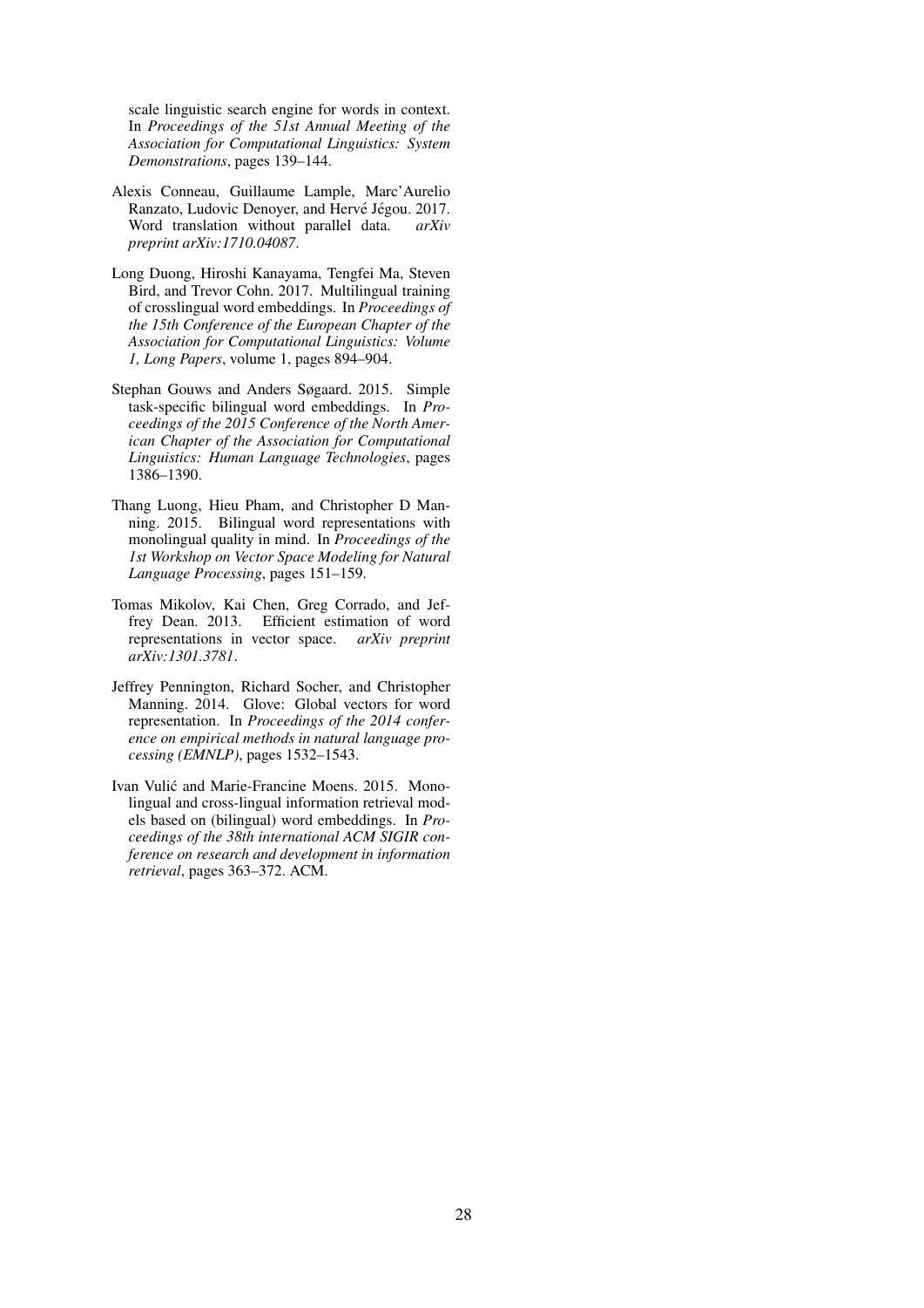scale linguistic search engine for words in context. In *Proceedings of the 51st Annual Meeting of the Association for Computational Linguistics: System Demonstrations*, pages 139–144.

Alexis Conneau, Guillaume Lample, Marc'Aurelio Ranzato, Ludovic Denoyer, and Hervé Jégou. 2017. Word translation without parallel data. *arXiv preprint arXiv:1710.04087*.

Long Duong, Hiroshi Kanayama, Tengfei Ma, Steven Bird, and Trevor Cohn. 2017. Multilingual training of crosslingual word embeddings. In *Proceedings of the 15th Conference of the European Chapter of the Association for Computational Linguistics: Volume 1, Long Papers*, volume 1, pages 894–904.

Stephan Gouws and Anders Søgaard. 2015. Simple task-specific bilingual word embeddings. In *Proceedings of the 2015 Conference of the North American Chapter of the Association for Computational Linguistics: Human Language Technologies*, pages 1386–1390.

Thang Luong, Hieu Pham, and Christopher D Manning. 2015. Bilingual word representations with monolingual quality in mind. In *Proceedings of the 1st Workshop on Vector Space Modeling for Natural Language Processing*, pages 151–159.

Tomas Mikolov, Kai Chen, Greg Corrado, and Jeffrey Dean. 2013. Efficient estimation of word representations in vector space. *arXiv preprint arXiv:1301.3781*.

Jeffrey Pennington, Richard Socher, and Christopher Manning. 2014. Glove: Global vectors for word representation. In *Proceedings of the 2014 conference on empirical methods in natural language processing (EMNLP)*, pages 1532–1543.

Ivan Vulić and Marie-Francine Moens. 2015. Monolingual and cross-lingual information retrieval models based on (bilingual) word embeddings. In *Proceedings of the 38th international ACM SIGIR conference on research and development in information retrieval*, pages 363–372. ACM.